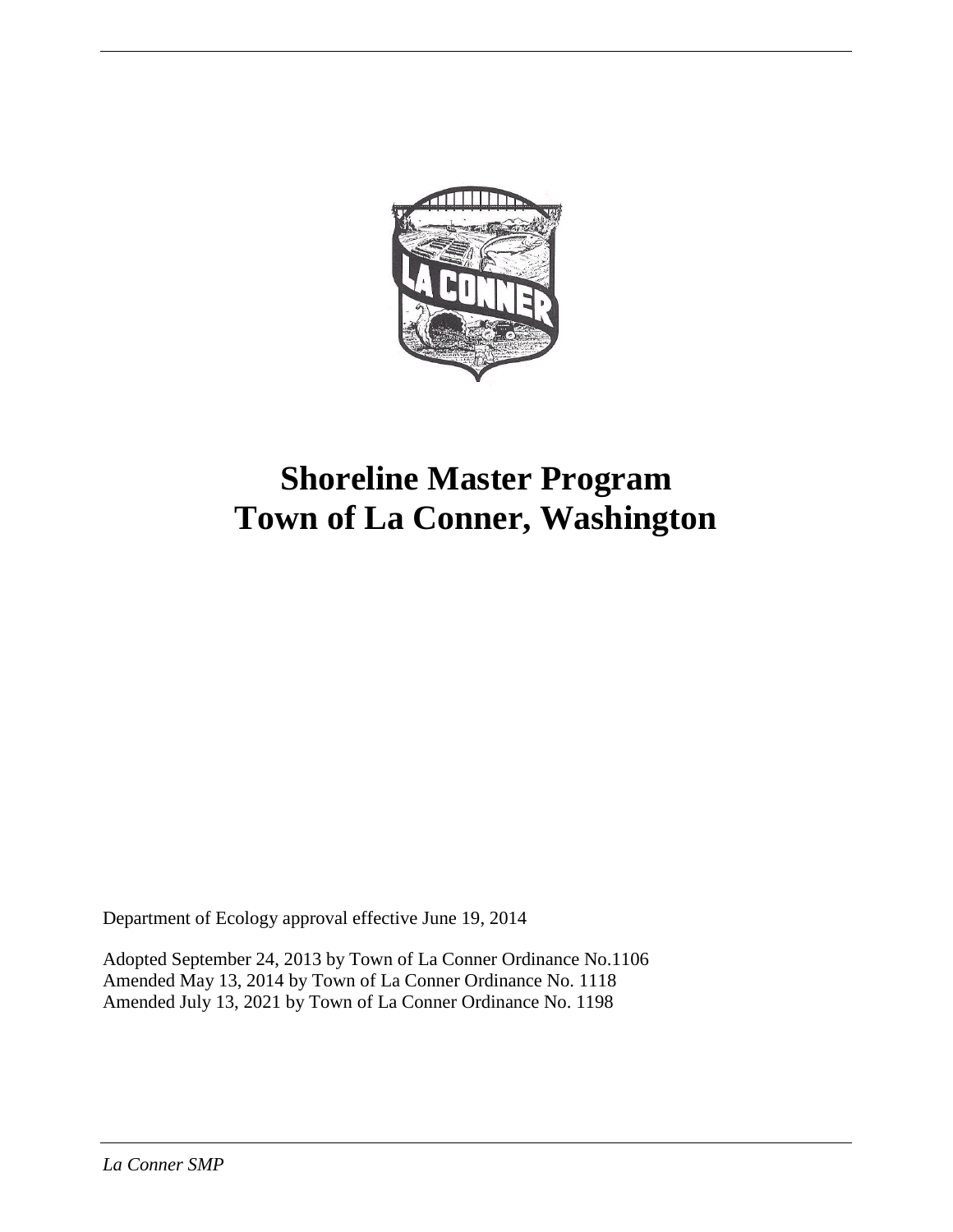# Shoreline Master Program
# Town of La Conner, Washington

Department of Ecology approval effective June 19, 2014

Adopted September 24, 2013 by Town of La Conner Ordinance No.1106
Amended May 13, 2014 by Town of La Conner Ordinance No. 1118
Amended July 13, 2021 by Town of La Conner Ordinance No. 1198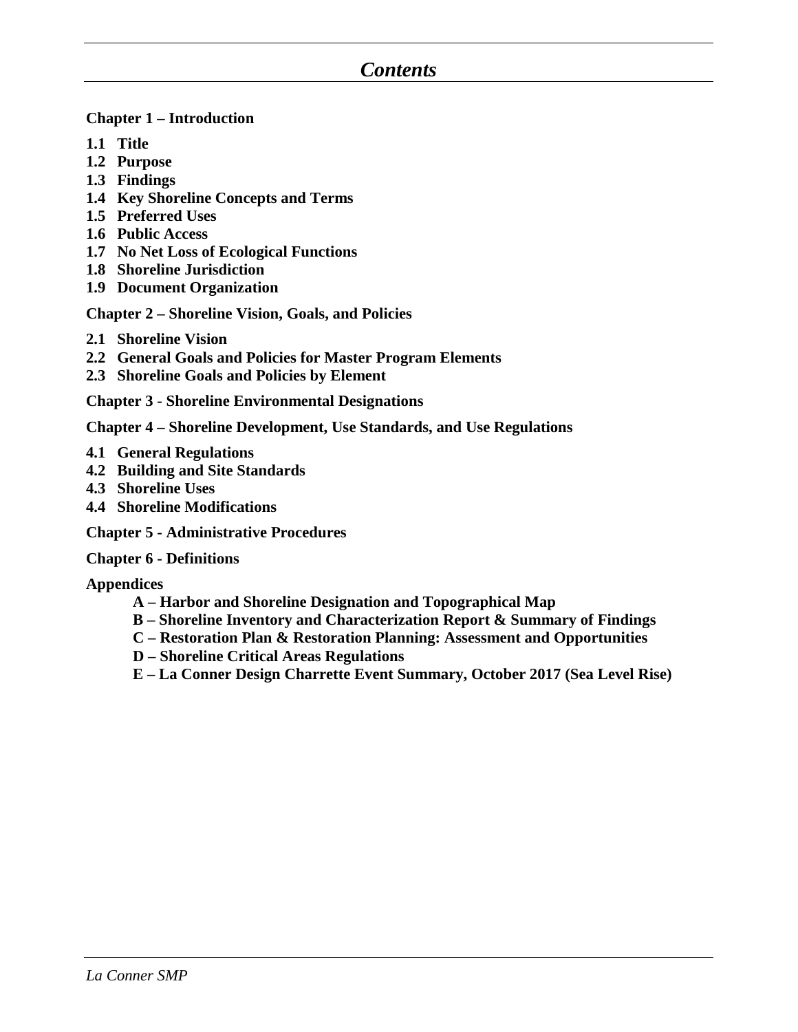# *Contents*

**Chapter 1 – Introduction**

- **1.1 Title**
- **1.2 Purpose**
- **1.3 Findings**
- **1.4 Key Shoreline Concepts and Terms**
- **1.5 Preferred Uses**
- **1.6 Public Access**
- **1.7 No Net Loss of Ecological Functions**
- **1.8 Shoreline Jurisdiction**
- **1.9 Document Organization**

**Chapter 2 – Shoreline Vision, Goals, and Policies**

- **2.1 Shoreline Vision**
- **2.2 General Goals and Policies for Master Program Elements**
- **2.3 Shoreline Goals and Policies by Element**

**Chapter 3 - Shoreline Environmental Designations**

**Chapter 4 – Shoreline Development, Use Standards, and Use Regulations**

- **4.1 General Regulations**
- **4.2 Building and Site Standards**
- **4.3 Shoreline Uses**
- **4.4 Shoreline Modifications**

**Chapter 5 - Administrative Procedures**

**Chapter 6 - Definitions**

**Appendices**

- **A – Harbor and Shoreline Designation and Topographical Map**
- **B – Shoreline Inventory and Characterization Report & Summary of Findings**
- **C – Restoration Plan & Restoration Planning: Assessment and Opportunities**
- **D – Shoreline Critical Areas Regulations**
- **E – La Conner Design Charrette Event Summary, October 2017 (Sea Level Rise)**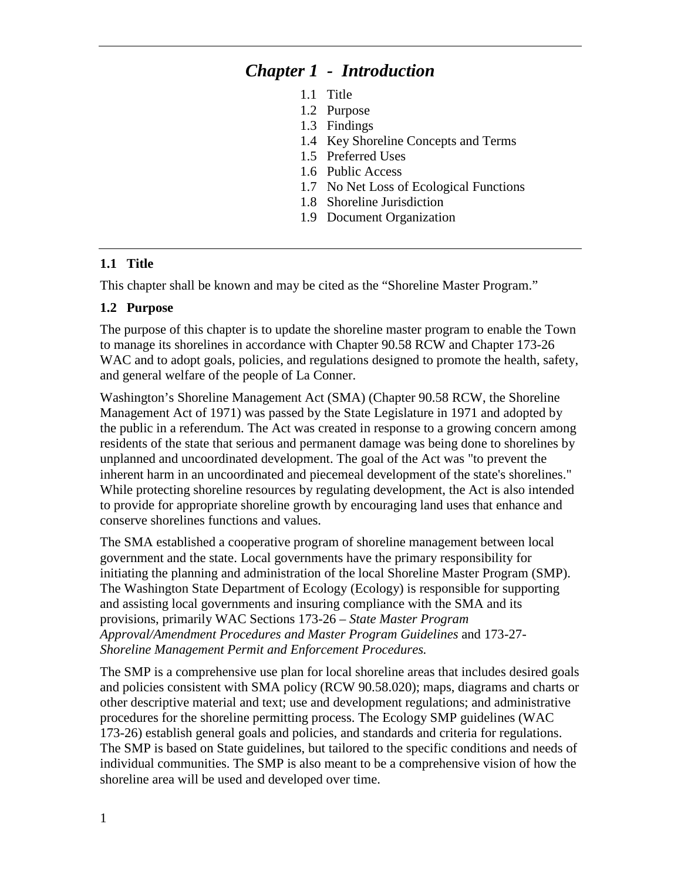# *Chapter 1 - Introduction*

1.1 Title
1.2 Purpose
1.3 Findings
1.4 Key Shoreline Concepts and Terms
1.5 Preferred Uses
1.6 Public Access
1.7 No Net Loss of Ecological Functions
1.8 Shoreline Jurisdiction
1.9 Document Organization

## 1.1 Title

This chapter shall be known and may be cited as the "Shoreline Master Program."

## 1.2 Purpose

The purpose of this chapter is to update the shoreline master program to enable the Town to manage its shorelines in accordance with Chapter 90.58 RCW and Chapter 173-26 WAC and to adopt goals, policies, and regulations designed to promote the health, safety, and general welfare of the people of La Conner.

Washington's Shoreline Management Act (SMA) (Chapter 90.58 RCW, the Shoreline Management Act of 1971) was passed by the State Legislature in 1971 and adopted by the public in a referendum. The Act was created in response to a growing concern among residents of the state that serious and permanent damage was being done to shorelines by unplanned and uncoordinated development. The goal of the Act was "to prevent the inherent harm in an uncoordinated and piecemeal development of the state's shorelines." While protecting shoreline resources by regulating development, the Act is also intended to provide for appropriate shoreline growth by encouraging land uses that enhance and conserve shorelines functions and values.

The SMA established a cooperative program of shoreline management between local government and the state. Local governments have the primary responsibility for initiating the planning and administration of the local Shoreline Master Program (SMP). The Washington State Department of Ecology (Ecology) is responsible for supporting and assisting local governments and insuring compliance with the SMA and its provisions, primarily WAC Sections 173-26 – *State Master Program Approval/Amendment Procedures and Master Program Guidelines* and 173-27- *Shoreline Management Permit and Enforcement Procedures.*

The SMP is a comprehensive use plan for local shoreline areas that includes desired goals and policies consistent with SMA policy (RCW 90.58.020); maps, diagrams and charts or other descriptive material and text; use and development regulations; and administrative procedures for the shoreline permitting process. The Ecology SMP guidelines (WAC 173-26) establish general goals and policies, and standards and criteria for regulations. The SMP is based on State guidelines, but tailored to the specific conditions and needs of individual communities. The SMP is also meant to be a comprehensive vision of how the shoreline area will be used and developed over time.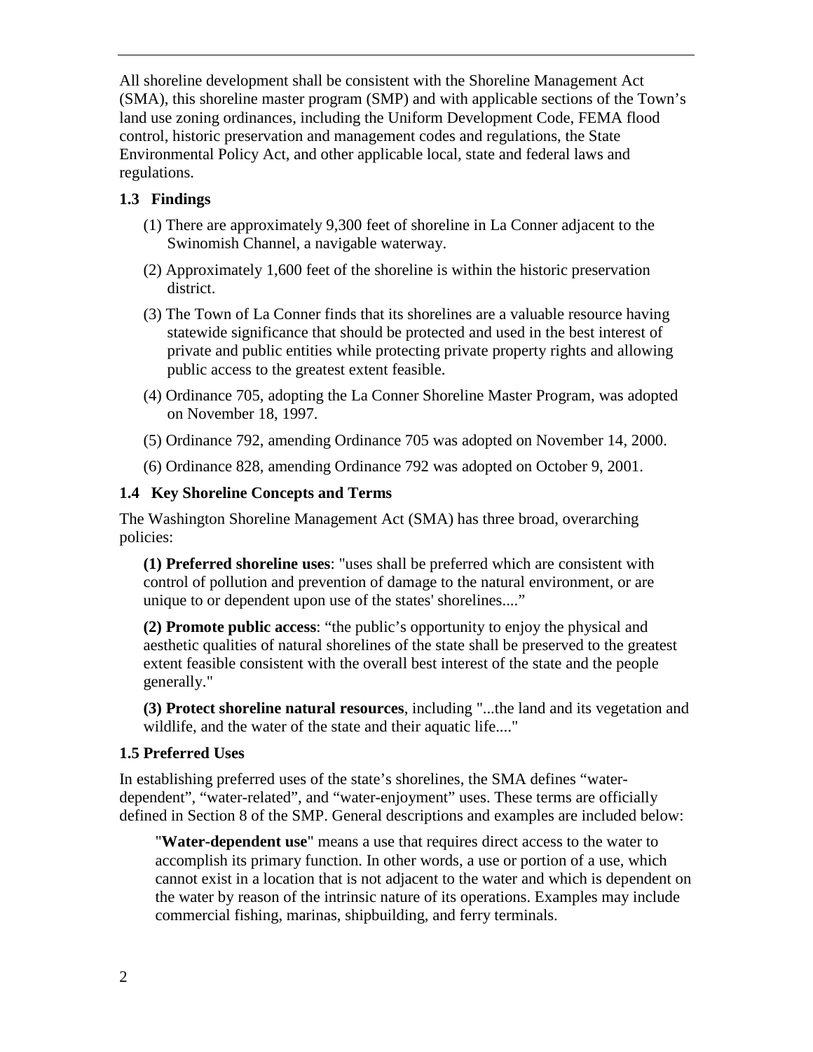All shoreline development shall be consistent with the Shoreline Management Act (SMA), this shoreline master program (SMP) and with applicable sections of the Town's land use zoning ordinances, including the Uniform Development Code, FEMA flood control, historic preservation and management codes and regulations, the State Environmental Policy Act, and other applicable local, state and federal laws and regulations.

### 1.3 Findings

(1) There are approximately 9,300 feet of shoreline in La Conner adjacent to the Swinomish Channel, a navigable waterway.

(2) Approximately 1,600 feet of the shoreline is within the historic preservation district.

(3) The Town of La Conner finds that its shorelines are a valuable resource having statewide significance that should be protected and used in the best interest of private and public entities while protecting private property rights and allowing public access to the greatest extent feasible.

(4) Ordinance 705, adopting the La Conner Shoreline Master Program, was adopted on November 18, 1997.

(5) Ordinance 792, amending Ordinance 705 was adopted on November 14, 2000.

(6) Ordinance 828, amending Ordinance 792 was adopted on October 9, 2001.

### 1.4 Key Shoreline Concepts and Terms

The Washington Shoreline Management Act (SMA) has three broad, overarching policies:

**(1) Preferred shoreline uses**: "uses shall be preferred which are consistent with control of pollution and prevention of damage to the natural environment, or are unique to or dependent upon use of the states' shorelines...."

**(2) Promote public access**: "the public's opportunity to enjoy the physical and aesthetic qualities of natural shorelines of the state shall be preserved to the greatest extent feasible consistent with the overall best interest of the state and the people generally."

**(3) Protect shoreline natural resources**, including "...the land and its vegetation and wildlife, and the water of the state and their aquatic life...."

### 1.5 Preferred Uses

In establishing preferred uses of the state's shorelines, the SMA defines "water-dependent", "water-related", and "water-enjoyment" uses. These terms are officially defined in Section 8 of the SMP. General descriptions and examples are included below:

"**Water-dependent use**" means a use that requires direct access to the water to accomplish its primary function. In other words, a use or portion of a use, which cannot exist in a location that is not adjacent to the water and which is dependent on the water by reason of the intrinsic nature of its operations. Examples may include commercial fishing, marinas, shipbuilding, and ferry terminals.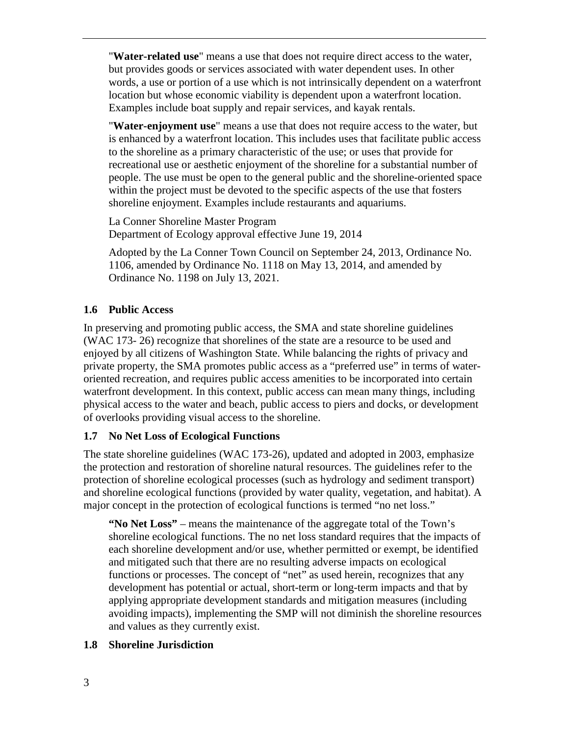"**Water-related use**" means a use that does not require direct access to the water, but provides goods or services associated with water dependent uses. In other words, a use or portion of a use which is not intrinsically dependent on a waterfront location but whose economic viability is dependent upon a waterfront location. Examples include boat supply and repair services, and kayak rentals.

"**Water-enjoyment use**" means a use that does not require access to the water, but is enhanced by a waterfront location. This includes uses that facilitate public access to the shoreline as a primary characteristic of the use; or uses that provide for recreational use or aesthetic enjoyment of the shoreline for a substantial number of people. The use must be open to the general public and the shoreline-oriented space within the project must be devoted to the specific aspects of the use that fosters shoreline enjoyment. Examples include restaurants and aquariums.

La Conner Shoreline Master Program
Department of Ecology approval effective June 19, 2014

Adopted by the La Conner Town Council on September 24, 2013, Ordinance No. 1106, amended by Ordinance No. 1118 on May 13, 2014, and amended by Ordinance No. 1198 on July 13, 2021.

### 1.6 Public Access

In preserving and promoting public access, the SMA and state shoreline guidelines (WAC 173- 26) recognize that shorelines of the state are a resource to be used and enjoyed by all citizens of Washington State. While balancing the rights of privacy and private property, the SMA promotes public access as a "preferred use" in terms of water-oriented recreation, and requires public access amenities to be incorporated into certain waterfront development. In this context, public access can mean many things, including physical access to the water and beach, public access to piers and docks, or development of overlooks providing visual access to the shoreline.

### 1.7 No Net Loss of Ecological Functions

The state shoreline guidelines (WAC 173-26), updated and adopted in 2003, emphasize the protection and restoration of shoreline natural resources. The guidelines refer to the protection of shoreline ecological processes (such as hydrology and sediment transport) and shoreline ecological functions (provided by water quality, vegetation, and habitat). A major concept in the protection of ecological functions is termed "no net loss."

**"No Net Loss"** – means the maintenance of the aggregate total of the Town's shoreline ecological functions. The no net loss standard requires that the impacts of each shoreline development and/or use, whether permitted or exempt, be identified and mitigated such that there are no resulting adverse impacts on ecological functions or processes. The concept of "net" as used herein, recognizes that any development has potential or actual, short-term or long-term impacts and that by applying appropriate development standards and mitigation measures (including avoiding impacts), implementing the SMP will not diminish the shoreline resources and values as they currently exist.

### 1.8 Shoreline Jurisdiction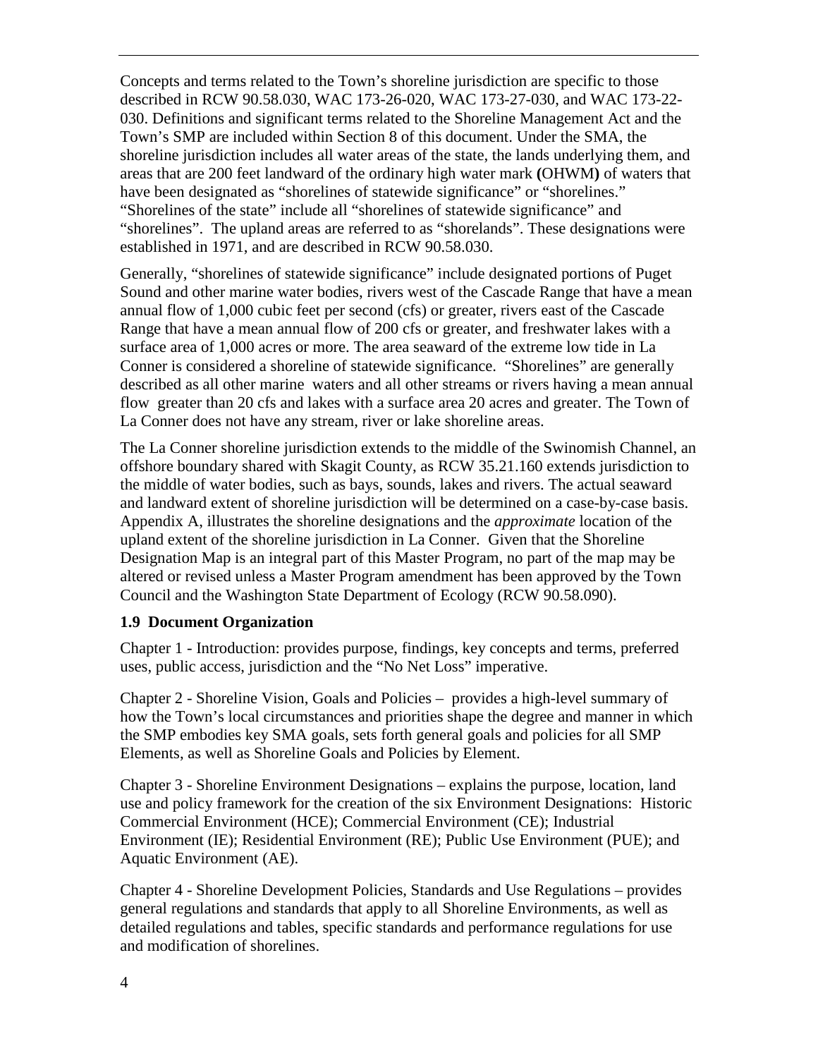Concepts and terms related to the Town's shoreline jurisdiction are specific to those described in RCW 90.58.030, WAC 173-26-020, WAC 173-27-030, and WAC 173-22-030. Definitions and significant terms related to the Shoreline Management Act and the Town's SMP are included within Section 8 of this document. Under the SMA, the shoreline jurisdiction includes all water areas of the state, the lands underlying them, and areas that are 200 feet landward of the ordinary high water mark **(**OHWM**)** of waters that have been designated as "shorelines of statewide significance" or "shorelines." "Shorelines of the state" include all "shorelines of statewide significance" and "shorelines". The upland areas are referred to as "shorelands". These designations were established in 1971, and are described in RCW 90.58.030.

Generally, "shorelines of statewide significance" include designated portions of Puget Sound and other marine water bodies, rivers west of the Cascade Range that have a mean annual flow of 1,000 cubic feet per second (cfs) or greater, rivers east of the Cascade Range that have a mean annual flow of 200 cfs or greater, and freshwater lakes with a surface area of 1,000 acres or more. The area seaward of the extreme low tide in La Conner is considered a shoreline of statewide significance. "Shorelines" are generally described as all other marine waters and all other streams or rivers having a mean annual flow greater than 20 cfs and lakes with a surface area 20 acres and greater. The Town of La Conner does not have any stream, river or lake shoreline areas.

The La Conner shoreline jurisdiction extends to the middle of the Swinomish Channel, an offshore boundary shared with Skagit County, as RCW 35.21.160 extends jurisdiction to the middle of water bodies, such as bays, sounds, lakes and rivers. The actual seaward and landward extent of shoreline jurisdiction will be determined on a case-by-case basis. Appendix A, illustrates the shoreline designations and the *approximate* location of the upland extent of the shoreline jurisdiction in La Conner. Given that the Shoreline Designation Map is an integral part of this Master Program, no part of the map may be altered or revised unless a Master Program amendment has been approved by the Town Council and the Washington State Department of Ecology (RCW 90.58.090).

### 1.9 Document Organization

Chapter 1 - Introduction: provides purpose, findings, key concepts and terms, preferred uses, public access, jurisdiction and the "No Net Loss" imperative.

Chapter 2 - Shoreline Vision, Goals and Policies – provides a high-level summary of how the Town's local circumstances and priorities shape the degree and manner in which the SMP embodies key SMA goals, sets forth general goals and policies for all SMP Elements, as well as Shoreline Goals and Policies by Element.

Chapter 3 - Shoreline Environment Designations – explains the purpose, location, land use and policy framework for the creation of the six Environment Designations: Historic Commercial Environment (HCE); Commercial Environment (CE); Industrial Environment (IE); Residential Environment (RE); Public Use Environment (PUE); and Aquatic Environment (AE).

Chapter 4 - Shoreline Development Policies, Standards and Use Regulations – provides general regulations and standards that apply to all Shoreline Environments, as well as detailed regulations and tables, specific standards and performance regulations for use and modification of shorelines.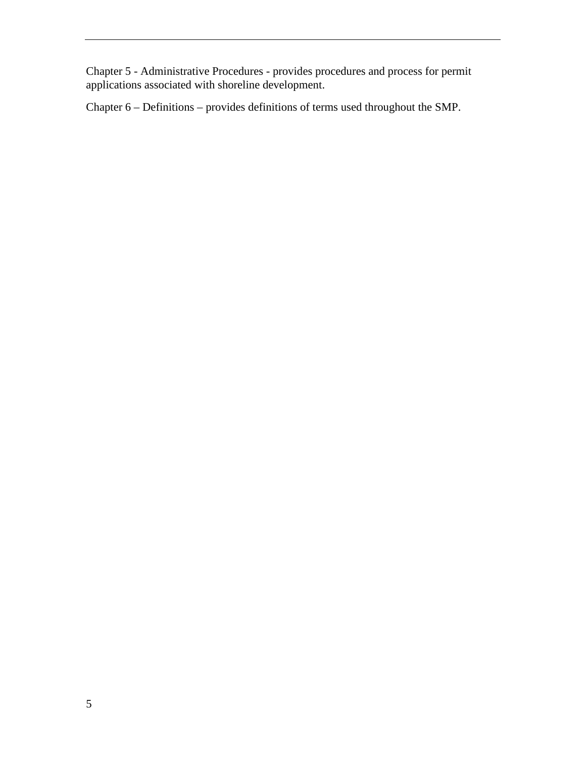Chapter 5 - Administrative Procedures - provides procedures and process for permit applications associated with shoreline development.

Chapter 6 – Definitions – provides definitions of terms used throughout the SMP.